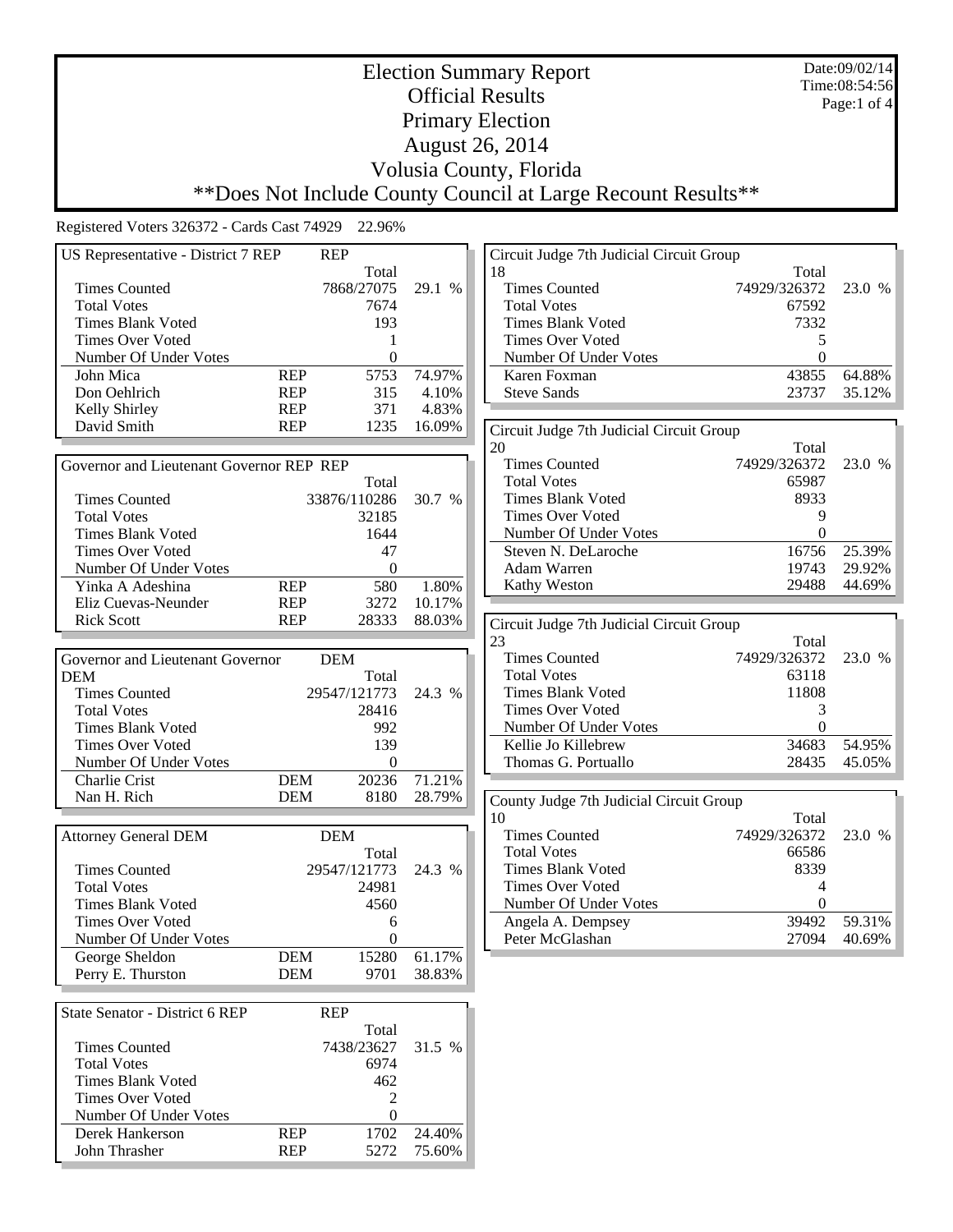# Election Summary Report
## Official Results
## Primary Election
## August 26, 2014
## Volusia County, Florida
## **Does Not Include County Council at Large Recount Results**

Date:09/02/14
Time:08:54:56

Registered Voters 326372 - Cards Cast 74929 22.96%

| US Representative - District 7 REP | REP | Total | |
|---|---|---|---|
| Times Counted | | 7868/27075 | 29.1 % |
| Total Votes | | 7674 | |
| Times Blank Voted | | 193 | |
| Times Over Voted | | 1 | |
| Number Of Under Votes | | 0 | |
| John Mica | REP | 5753 | 74.97% |
| Don Oehlrich | REP | 315 | 4.10% |
| Kelly Shirley | REP | 371 | 4.83% |
| David Smith | REP | 1235 | 16.09% |

| Governor and Lieutenant Governor REP | REP | Total | |
|---|---|---|---|
| Times Counted | | 33876/110286 | 30.7 % |
| Total Votes | | 32185 | |
| Times Blank Voted | | 1644 | |
| Times Over Voted | | 47 | |
| Number Of Under Votes | | 0 | |
| Yinka A Adeshina | REP | 580 | 1.80% |
| Eliz Cuevas-Neunder | REP | 3272 | 10.17% |
| Rick Scott | REP | 28333 | 88.03% |

| Governor and Lieutenant Governor DEM | DEM | Total | |
|---|---|---|---|
| Times Counted | | 29547/121773 | 24.3 % |
| Total Votes | | 28416 | |
| Times Blank Voted | | 992 | |
| Times Over Voted | | 139 | |
| Number Of Under Votes | | 0 | |
| Charlie Crist | DEM | 20236 | 71.21% |
| Nan H. Rich | DEM | 8180 | 28.79% |

| Attorney General DEM | DEM | Total | |
|---|---|---|---|
| Times Counted | | 29547/121773 | 24.3 % |
| Total Votes | | 24981 | |
| Times Blank Voted | | 4560 | |
| Times Over Voted | | 6 | |
| Number Of Under Votes | | 0 | |
| George Sheldon | DEM | 15280 | 61.17% |
| Perry E. Thurston | DEM | 9701 | 38.83% |

| State Senator - District 6 REP | REP | Total | |
|---|---|---|---|
| Times Counted | | 7438/23627 | 31.5 % |
| Total Votes | | 6974 | |
| Times Blank Voted | | 462 | |
| Times Over Voted | | 2 | |
| Number Of Under Votes | | 0 | |
| Derek Hankerson | REP | 1702 | 24.40% |
| John Thrasher | REP | 5272 | 75.60% |

| Circuit Judge 7th Judicial Circuit Group 18 | Total | |
|---|---|---|
| Times Counted | 74929/326372 | 23.0 % |
| Total Votes | 67592 | |
| Times Blank Voted | 7332 | |
| Times Over Voted | 5 | |
| Number Of Under Votes | 0 | |
| Karen Foxman | 43855 | 64.88% |
| Steve Sands | 23737 | 35.12% |

| Circuit Judge 7th Judicial Circuit Group 20 | Total | |
|---|---|---|
| Times Counted | 74929/326372 | 23.0 % |
| Total Votes | 65987 | |
| Times Blank Voted | 8933 | |
| Times Over Voted | 9 | |
| Number Of Under Votes | 0 | |
| Steven N. DeLaroche | 16756 | 25.39% |
| Adam Warren | 19743 | 29.92% |
| Kathy Weston | 29488 | 44.69% |

| Circuit Judge 7th Judicial Circuit Group 23 | Total | |
|---|---|---|
| Times Counted | 74929/326372 | 23.0 % |
| Total Votes | 63118 | |
| Times Blank Voted | 11808 | |
| Times Over Voted | 3 | |
| Number Of Under Votes | 0 | |
| Kellie Jo Killebrew | 34683 | 54.95% |
| Thomas G. Portuallo | 28435 | 45.05% |

| County Judge 7th Judicial Circuit Group 10 | Total | |
|---|---|---|
| Times Counted | 74929/326372 | 23.0 % |
| Total Votes | 66586 | |
| Times Blank Voted | 8339 | |
| Times Over Voted | 4 | |
| Number Of Under Votes | 0 | |
| Angela A. Dempsey | 39492 | 59.31% |
| Peter McGlashan | 27094 | 40.69% |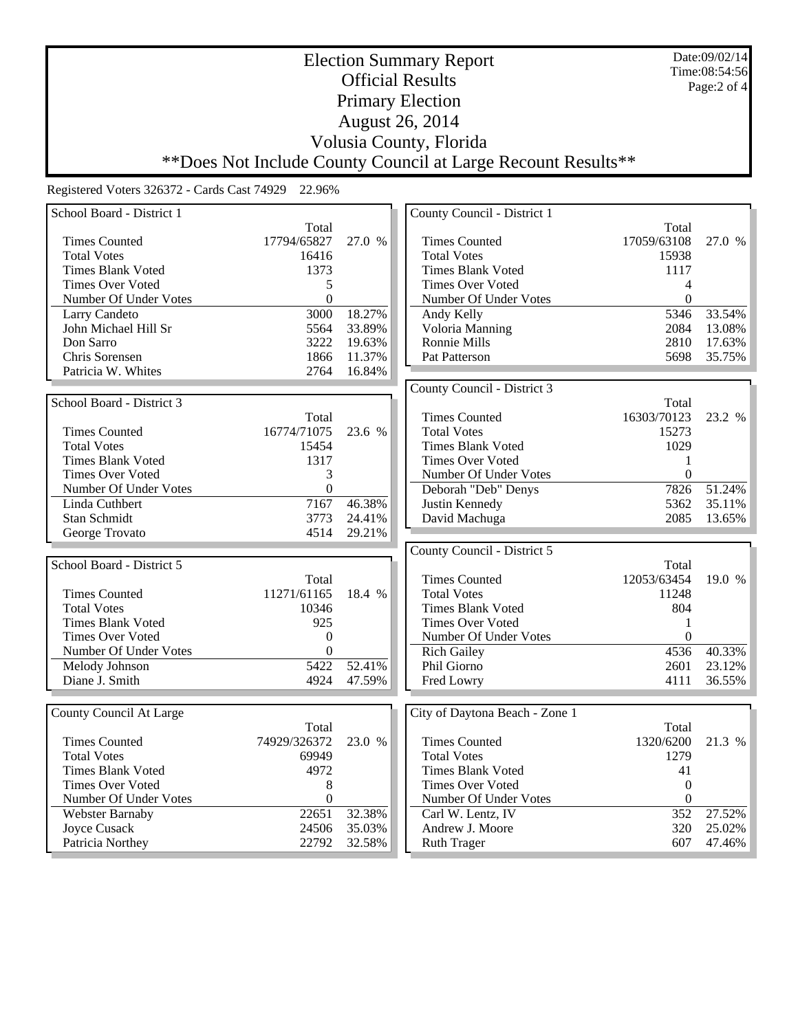# Election Summary Report
## Official Results
## Primary Election
## August 26, 2014
## Volusia County, Florida
## **Does Not Include County Council at Large Recount Results**

Date:09/02/14
Time:08:54:56

Registered Voters 326372 - Cards Cast 74929 22.96%

### School Board - District 1

| | Total | |
|---|---|---|
| Times Counted | 17794/65827 | 27.0 % |
| Total Votes | 16416 | |
| Times Blank Voted | 1373 | |
| Times Over Voted | 5 | |
| Number Of Under Votes | 0 | |
| Larry Candeto | 3000 | 18.27% |
| John Michael Hill Sr | 5564 | 33.89% |
| Don Sarro | 3222 | 19.63% |
| Chris Sorensen | 1866 | 11.37% |
| Patricia W. Whites | 2764 | 16.84% |

### School Board - District 3

| | Total | |
|---|---|---|
| Times Counted | 16774/71075 | 23.6 % |
| Total Votes | 15454 | |
| Times Blank Voted | 1317 | |
| Times Over Voted | 3 | |
| Number Of Under Votes | 0 | |
| Linda Cuthbert | 7167 | 46.38% |
| Stan Schmidt | 3773 | 24.41% |
| George Trovato | 4514 | 29.21% |

### School Board - District 5

| | Total | |
|---|---|---|
| Times Counted | 11271/61165 | 18.4 % |
| Total Votes | 10346 | |
| Times Blank Voted | 925 | |
| Times Over Voted | 0 | |
| Number Of Under Votes | 0 | |
| Melody Johnson | 5422 | 52.41% |
| Diane J. Smith | 4924 | 47.59% |

### County Council At Large

| | Total | |
|---|---|---|
| Times Counted | 74929/326372 | 23.0 % |
| Total Votes | 69949 | |
| Times Blank Voted | 4972 | |
| Times Over Voted | 8 | |
| Number Of Under Votes | 0 | |
| Webster Barnaby | 22651 | 32.38% |
| Joyce Cusack | 24506 | 35.03% |
| Patricia Northey | 22792 | 32.58% |

### County Council - District 1

| | Total | |
|---|---|---|
| Times Counted | 17059/63108 | 27.0 % |
| Total Votes | 15938 | |
| Times Blank Voted | 1117 | |
| Times Over Voted | 4 | |
| Number Of Under Votes | 0 | |
| Andy Kelly | 5346 | 33.54% |
| Voloria Manning | 2084 | 13.08% |
| Ronnie Mills | 2810 | 17.63% |
| Pat Patterson | 5698 | 35.75% |

### County Council - District 3

| | Total | |
|---|---|---|
| Times Counted | 16303/70123 | 23.2 % |
| Total Votes | 15273 | |
| Times Blank Voted | 1029 | |
| Times Over Voted | 1 | |
| Number Of Under Votes | 0 | |
| Deborah "Deb" Denys | 7826 | 51.24% |
| Justin Kennedy | 5362 | 35.11% |
| David Machuga | 2085 | 13.65% |

### County Council - District 5

| | Total | |
|---|---|---|
| Times Counted | 12053/63454 | 19.0 % |
| Total Votes | 11248 | |
| Times Blank Voted | 804 | |
| Times Over Voted | 1 | |
| Number Of Under Votes | 0 | |
| Rich Gailey | 4536 | 40.33% |
| Phil Giorno | 2601 | 23.12% |
| Fred Lowry | 4111 | 36.55% |

### City of Daytona Beach - Zone 1

| | Total | |
|---|---|---|
| Times Counted | 1320/6200 | 21.3 % |
| Total Votes | 1279 | |
| Times Blank Voted | 41 | |
| Times Over Voted | 0 | |
| Number Of Under Votes | 0 | |
| Carl W. Lentz, IV | 352 | 27.52% |
| Andrew J. Moore | 320 | 25.02% |
| Ruth Trager | 607 | 47.46% |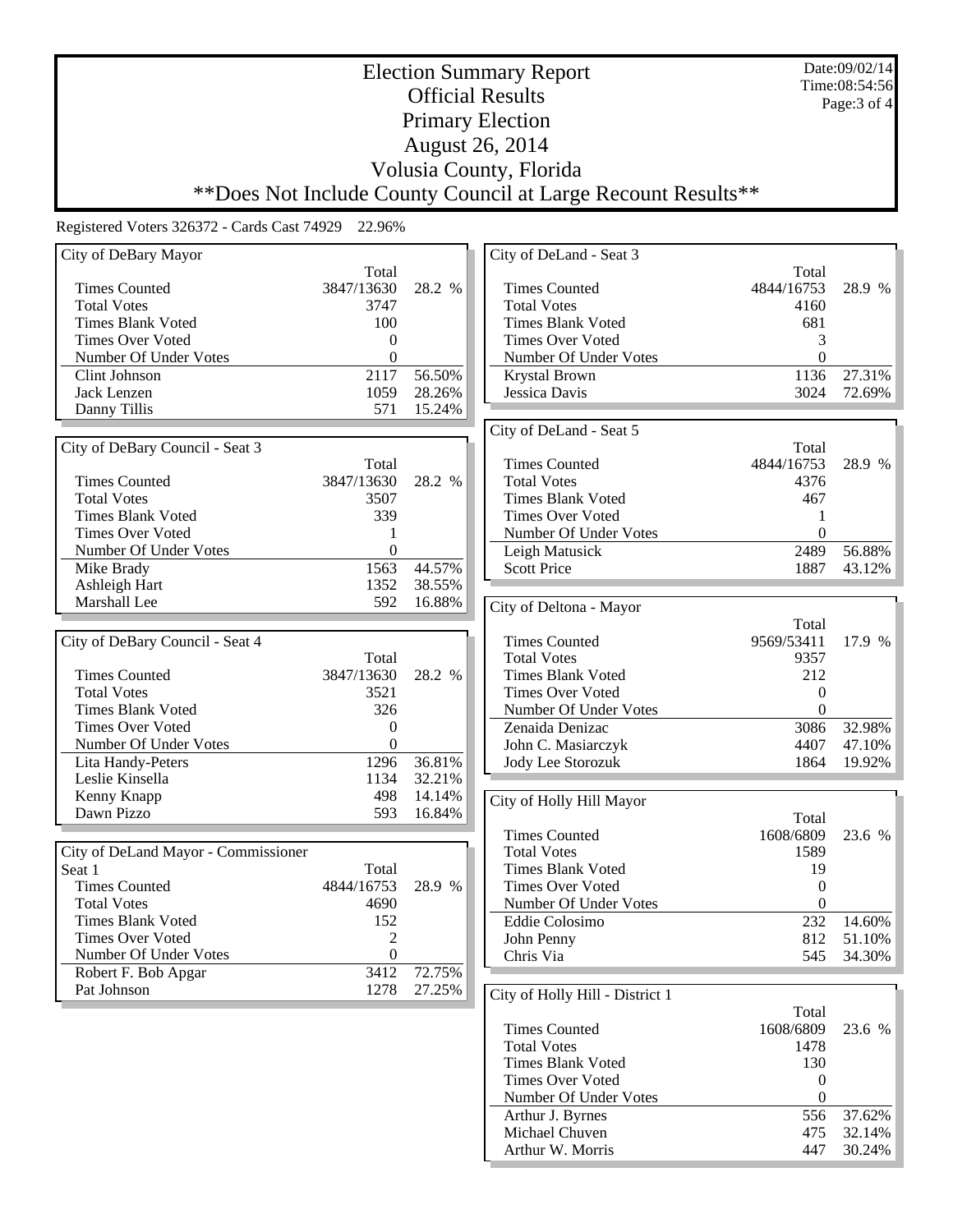# Election Summary Report
## Official Results
## Primary Election
## August 26, 2014
## Volusia County, Florida
## **Does Not Include County Council at Large Recount Results**

Date:09/02/14
Time:08:54:56

Registered Voters 326372 - Cards Cast 74929 22.96%

### City of DeBary Mayor

| | Total | |
|---|---|---|
| Times Counted | 3847/13630 | 28.2 % |
| Total Votes | 3747 | |
| Times Blank Voted | 100 | |
| Times Over Voted | 0 | |
| Number Of Under Votes | 0 | |
| Clint Johnson | 2117 | 56.50% |
| Jack Lenzen | 1059 | 28.26% |
| Danny Tillis | 571 | 15.24% |

### City of DeBary Council - Seat 3

| | Total | |
|---|---|---|
| Times Counted | 3847/13630 | 28.2 % |
| Total Votes | 3507 | |
| Times Blank Voted | 339 | |
| Times Over Voted | 1 | |
| Number Of Under Votes | 0 | |
| Mike Brady | 1563 | 44.57% |
| Ashleigh Hart | 1352 | 38.55% |
| Marshall Lee | 592 | 16.88% |

### City of DeBary Council - Seat 4

| | Total | |
|---|---|---|
| Times Counted | 3847/13630 | 28.2 % |
| Total Votes | 3521 | |
| Times Blank Voted | 326 | |
| Times Over Voted | 0 | |
| Number Of Under Votes | 0 | |
| Lita Handy-Peters | 1296 | 36.81% |
| Leslie Kinsella | 1134 | 32.21% |
| Kenny Knapp | 498 | 14.14% |
| Dawn Pizzo | 593 | 16.84% |

### City of DeLand Mayor - Commissioner Seat 1

| | Total | |
|---|---|---|
| Times Counted | 4844/16753 | 28.9 % |
| Total Votes | 4690 | |
| Times Blank Voted | 152 | |
| Times Over Voted | 2 | |
| Number Of Under Votes | 0 | |
| Robert F. Bob Apgar | 3412 | 72.75% |
| Pat Johnson | 1278 | 27.25% |

### City of DeLand - Seat 3

| | Total | |
|---|---|---|
| Times Counted | 4844/16753 | 28.9 % |
| Total Votes | 4160 | |
| Times Blank Voted | 681 | |
| Times Over Voted | 3 | |
| Number Of Under Votes | 0 | |
| Krystal Brown | 1136 | 27.31% |
| Jessica Davis | 3024 | 72.69% |

### City of DeLand - Seat 5

| | Total | |
|---|---|---|
| Times Counted | 4844/16753 | 28.9 % |
| Total Votes | 4376 | |
| Times Blank Voted | 467 | |
| Times Over Voted | 1 | |
| Number Of Under Votes | 0 | |
| Leigh Matusick | 2489 | 56.88% |
| Scott Price | 1887 | 43.12% |

### City of Deltona - Mayor

| | Total | |
|---|---|---|
| Times Counted | 9569/53411 | 17.9 % |
| Total Votes | 9357 | |
| Times Blank Voted | 212 | |
| Times Over Voted | 0 | |
| Number Of Under Votes | 0 | |
| Zenaida Denizac | 3086 | 32.98% |
| John C. Masiarczyk | 4407 | 47.10% |
| Jody Lee Storozuk | 1864 | 19.92% |

### City of Holly Hill Mayor

| | Total | |
|---|---|---|
| Times Counted | 1608/6809 | 23.6 % |
| Total Votes | 1589 | |
| Times Blank Voted | 19 | |
| Times Over Voted | 0 | |
| Number Of Under Votes | 0 | |
| Eddie Colosimo | 232 | 14.60% |
| John Penny | 812 | 51.10% |
| Chris Via | 545 | 34.30% |

### City of Holly Hill - District 1

| | Total | |
|---|---|---|
| Times Counted | 1608/6809 | 23.6 % |
| Total Votes | 1478 | |
| Times Blank Voted | 130 | |
| Times Over Voted | 0 | |
| Number Of Under Votes | 0 | |
| Arthur J. Byrnes | 556 | 37.62% |
| Michael Chuven | 475 | 32.14% |
| Arthur W. Morris | 447 | 30.24% |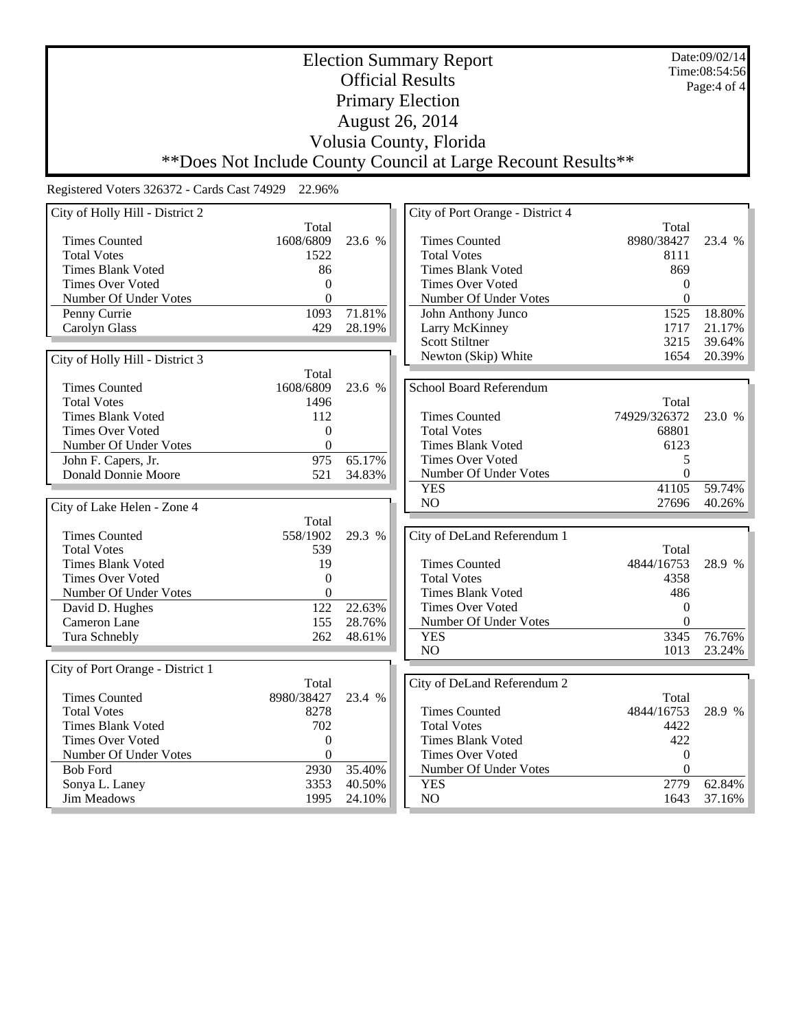# Election Summary Report

## Official Results

## Primary Election

## August 26, 2014

## Volusia County, Florida

## **Does Not Include County Council at Large Recount Results**

Date:09/02/14
Time:08:54:56

Registered Voters 326372 - Cards Cast 74929 22.96%

### City of Holly Hill - District 2

| | Total | |
|---|---|---|
| Times Counted | 1608/6809 | 23.6 % |
| Total Votes | 1522 | |
| Times Blank Voted | 86 | |
| Times Over Voted | 0 | |
| Number Of Under Votes | 0 | |
| Penny Currie | 1093 | 71.81% |
| Carolyn Glass | 429 | 28.19% |

### City of Holly Hill - District 3

| | Total | |
|---|---|---|
| Times Counted | 1608/6809 | 23.6 % |
| Total Votes | 1496 | |
| Times Blank Voted | 112 | |
| Times Over Voted | 0 | |
| Number Of Under Votes | 0 | |
| John F. Capers, Jr. | 975 | 65.17% |
| Donald Donnie Moore | 521 | 34.83% |

### City of Lake Helen - Zone 4

| | Total | |
|---|---|---|
| Times Counted | 558/1902 | 29.3 % |
| Total Votes | 539 | |
| Times Blank Voted | 19 | |
| Times Over Voted | 0 | |
| Number Of Under Votes | 0 | |
| David D. Hughes | 122 | 22.63% |
| Cameron Lane | 155 | 28.76% |
| Tura Schnebly | 262 | 48.61% |

### City of Port Orange - District 1

| | Total | |
|---|---|---|
| Times Counted | 8980/38427 | 23.4 % |
| Total Votes | 8278 | |
| Times Blank Voted | 702 | |
| Times Over Voted | 0 | |
| Number Of Under Votes | 0 | |
| Bob Ford | 2930 | 35.40% |
| Sonya L. Laney | 3353 | 40.50% |
| Jim Meadows | 1995 | 24.10% |

### City of Port Orange - District 4

| | Total | |
|---|---|---|
| Times Counted | 8980/38427 | 23.4 % |
| Total Votes | 8111 | |
| Times Blank Voted | 869 | |
| Times Over Voted | 0 | |
| Number Of Under Votes | 0 | |
| John Anthony Junco | 1525 | 18.80% |
| Larry McKinney | 1717 | 21.17% |
| Scott Stiltner | 3215 | 39.64% |
| Newton (Skip) White | 1654 | 20.39% |

### School Board Referendum

| | Total | |
|---|---|---|
| Times Counted | 74929/326372 | 23.0 % |
| Total Votes | 68801 | |
| Times Blank Voted | 6123 | |
| Times Over Voted | 5 | |
| Number Of Under Votes | 0 | |
| YES | 41105 | 59.74% |
| NO | 27696 | 40.26% |

### City of DeLand Referendum 1

| | Total | |
|---|---|---|
| Times Counted | 4844/16753 | 28.9 % |
| Total Votes | 4358 | |
| Times Blank Voted | 486 | |
| Times Over Voted | 0 | |
| Number Of Under Votes | 0 | |
| YES | 3345 | 76.76% |
| NO | 1013 | 23.24% |

### City of DeLand Referendum 2

| | Total | |
|---|---|---|
| Times Counted | 4844/16753 | 28.9 % |
| Total Votes | 4422 | |
| Times Blank Voted | 422 | |
| Times Over Voted | 0 | |
| Number Of Under Votes | 0 | |
| YES | 2779 | 62.84% |
| NO | 1643 | 37.16% |